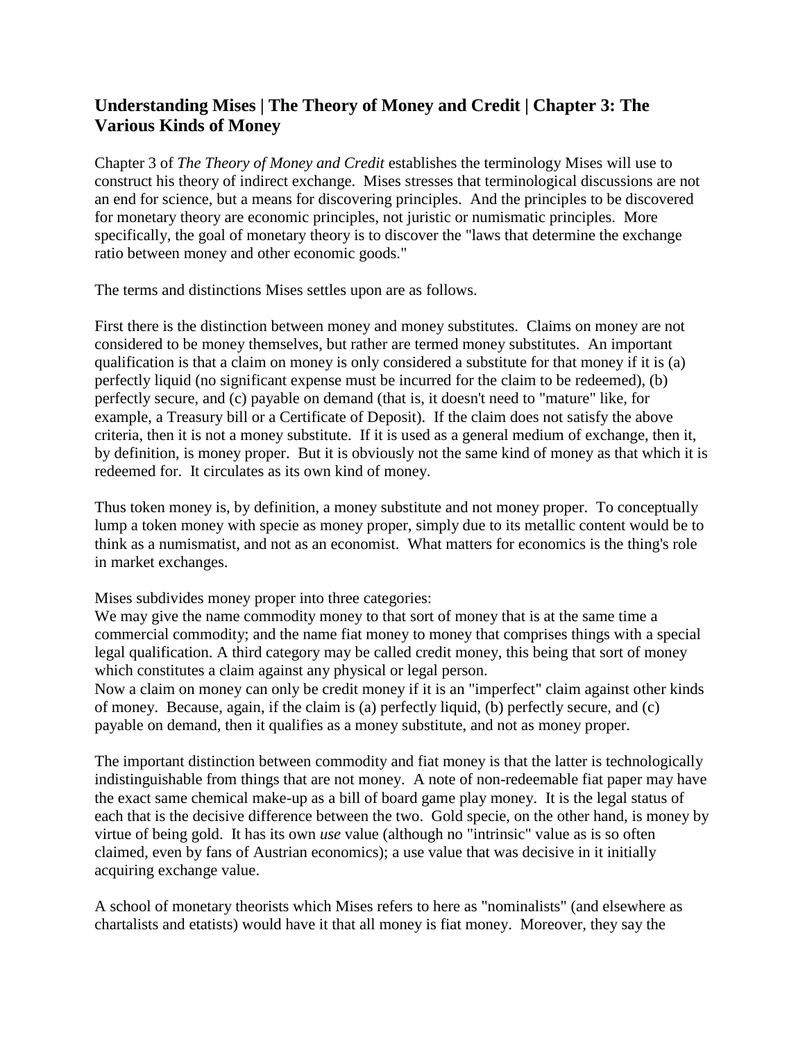## Understanding Mises | The Theory of Money and Credit | Chapter 3: The Various Kinds of Money

Chapter 3 of *The Theory of Money and Credit* establishes the terminology Mises will use to construct his theory of indirect exchange. Mises stresses that terminological discussions are not an end for science, but a means for discovering principles. And the principles to be discovered for monetary theory are economic principles, not juristic or numismatic principles. More specifically, the goal of monetary theory is to discover the "laws that determine the exchange ratio between money and other economic goods."

The terms and distinctions Mises settles upon are as follows.

First there is the distinction between money and money substitutes. Claims on money are not considered to be money themselves, but rather are termed money substitutes. An important qualification is that a claim on money is only considered a substitute for that money if it is (a) perfectly liquid (no significant expense must be incurred for the claim to be redeemed), (b) perfectly secure, and (c) payable on demand (that is, it doesn't need to "mature" like, for example, a Treasury bill or a Certificate of Deposit). If the claim does not satisfy the above criteria, then it is not a money substitute. If it is used as a general medium of exchange, then it, by definition, is money proper. But it is obviously not the same kind of money as that which it is redeemed for. It circulates as its own kind of money.

Thus token money is, by definition, a money substitute and not money proper. To conceptually lump a token money with specie as money proper, simply due to its metallic content would be to think as a numismatist, and not as an economist. What matters for economics is the thing's role in market exchanges.

Mises subdivides money proper into three categories:

We may give the name commodity money to that sort of money that is at the same time a commercial commodity; and the name fiat money to money that comprises things with a special legal qualification. A third category may be called credit money, this being that sort of money which constitutes a claim against any physical or legal person.

Now a claim on money can only be credit money if it is an "imperfect" claim against other kinds of money. Because, again, if the claim is (a) perfectly liquid, (b) perfectly secure, and (c) payable on demand, then it qualifies as a money substitute, and not as money proper.

The important distinction between commodity and fiat money is that the latter is technologically indistinguishable from things that are not money. A note of non-redeemable fiat paper may have the exact same chemical make-up as a bill of board game play money. It is the legal status of each that is the decisive difference between the two. Gold specie, on the other hand, is money by virtue of being gold. It has its own *use* value (although no "intrinsic" value as is so often claimed, even by fans of Austrian economics); a use value that was decisive in it initially acquiring exchange value.

A school of monetary theorists which Mises refers to here as "nominalists" (and elsewhere as chartalists and etatists) would have it that all money is fiat money. Moreover, they say the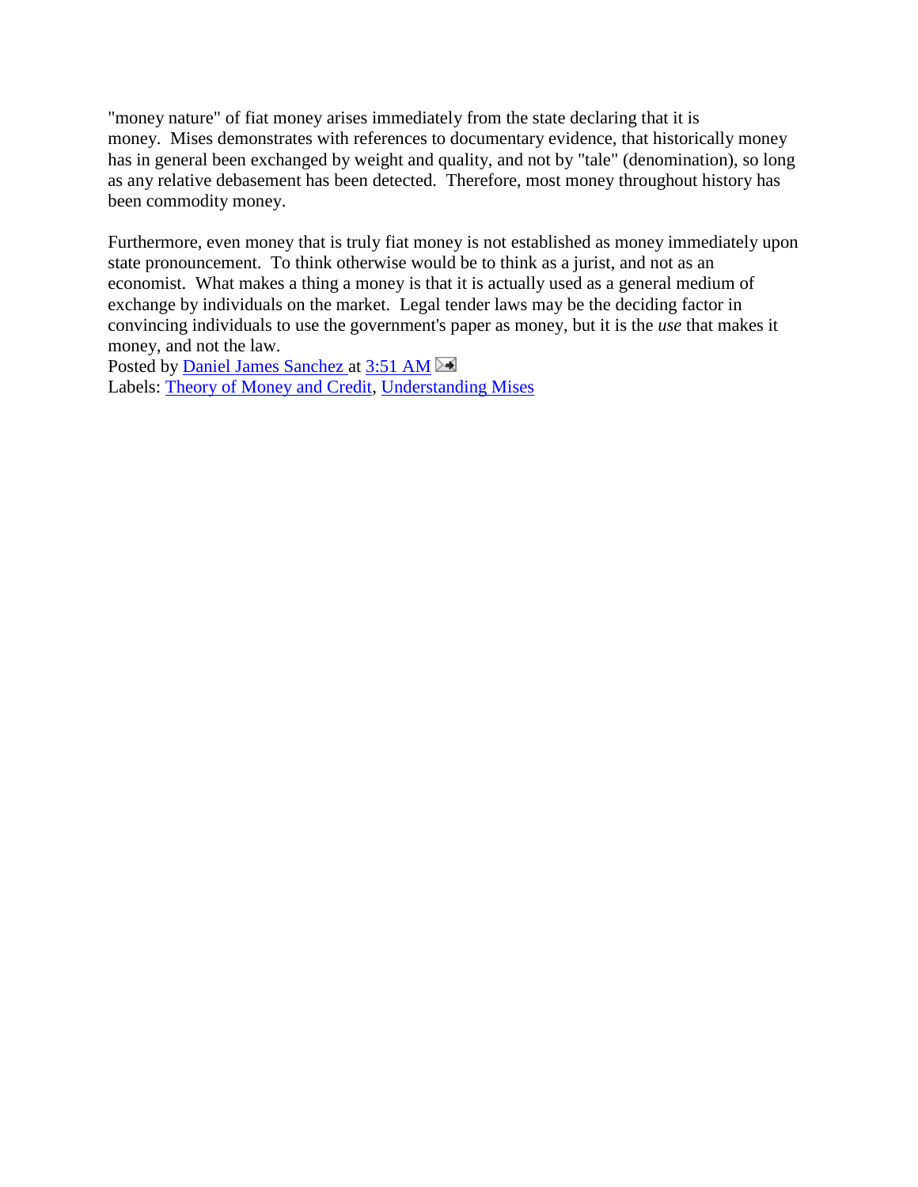"money nature" of fiat money arises immediately from the state declaring that it is money. Mises demonstrates with references to documentary evidence, that historically money has in general been exchanged by weight and quality, and not by "tale" (denomination), so long as any relative debasement has been detected. Therefore, most money throughout history has been commodity money.

Furthermore, even money that is truly fiat money is not established as money immediately upon state pronouncement. To think otherwise would be to think as a jurist, and not as an economist. What makes a thing a money is that it is actually used as a general medium of exchange by individuals on the market. Legal tender laws may be the deciding factor in convincing individuals to use the government's paper as money, but it is the *use* that makes it money, and not the law.

Posted by Daniel James Sanchez at 3:51 AM

Labels: Theory of Money and Credit, Understanding Mises